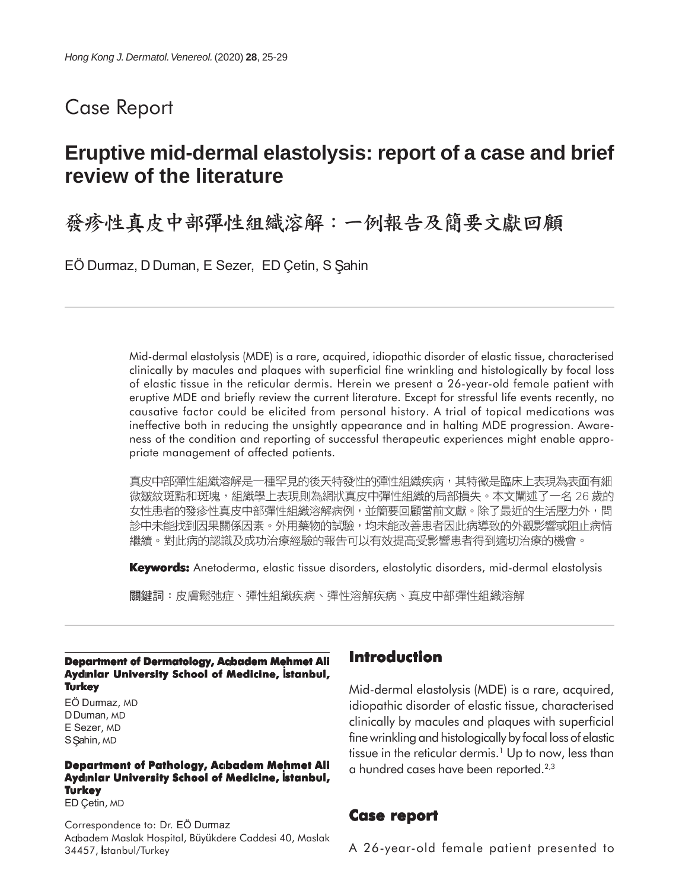# Case Report

## Eruptive mid-dermal elastolysis: report of a case and brief review of the literature

## 發疹性真皮中部彈性組織溶解：一例報告及簡要文獻回顧

EÖ Durmaz, D Duman, E Sezer, ED Çetin, S Şahin

---

Mid-dermal elastolysis (MDE) is a rare, acquired, idiopathic disorder of elastic tissue, characterised clinically by macules and plaques with superficial fine wrinkling and histologically by focal loss of elastic tissue in the reticular dermis. Herein we present a 26-year-old female patient with eruptive MDE and briefly review the current literature. Except for stressful life events recently, no causative factor could be elicited from personal history. A trial of topical medications was ineffective both in reducing the unsightly appearance and in halting MDE progression. Awareness of the condition and reporting of successful therapeutic experiences might enable appropriate management of affected patients.

真皮中部彈性組織溶解是一種罕見的後天特發性的彈性組織疾病，其特徵是臨床上表現為表面有細微皺紋斑點和斑塊，組織學上表現則為網狀真皮中彈性組織的局部損失。本文闡述了一名 26 歲的女性患者的發疹性真皮中部彈性組織溶解病例，並簡要回顧當前文獻。除了最近的生活壓力外，問診中未能找到因果關係因素。外用藥物的試驗，均未能改善患者因此病導致的外觀影響或阻止病情繼續。對此病的認識及成功治療經驗的報告可以有效提高受影響患者得到適切治療的機會。

**Keywords:** Anetoderma, elastic tissue disorders, elastolytic disorders, mid-dermal elastolysis

**關鍵詞**：皮膚鬆弛症、彈性組織疾病、彈性溶解疾病、真皮中部彈性組織溶解

---

**Department of Dermatology, Acıbadem Mehmet Ali Aydınlar University School of Medicine, İstanbul, Turkey**

EÖ Durmaz, MD
D Duman, MD
E Sezer, MD
S Şahin, MD

**Department of Pathology, Acıbadem Mehmet Ali Aydınlar University School of Medicine, İstanbul, Turkey**

ED Çetin, MD

Correspondence to: Dr. EÖ Durmaz
Acıbadem Maslak Hospital, Büyükdere Caddesi 40, Maslak 34457, İstanbul/Turkey

## Introduction

Mid-dermal elastolysis (MDE) is a rare, acquired, idiopathic disorder of elastic tissue, characterised clinically by macules and plaques with superficial fine wrinkling and histologically by focal loss of elastic tissue in the reticular dermis.[1] Up to now, less than a hundred cases have been reported.[2,3]

## Case report

A 26-year-old female patient presented to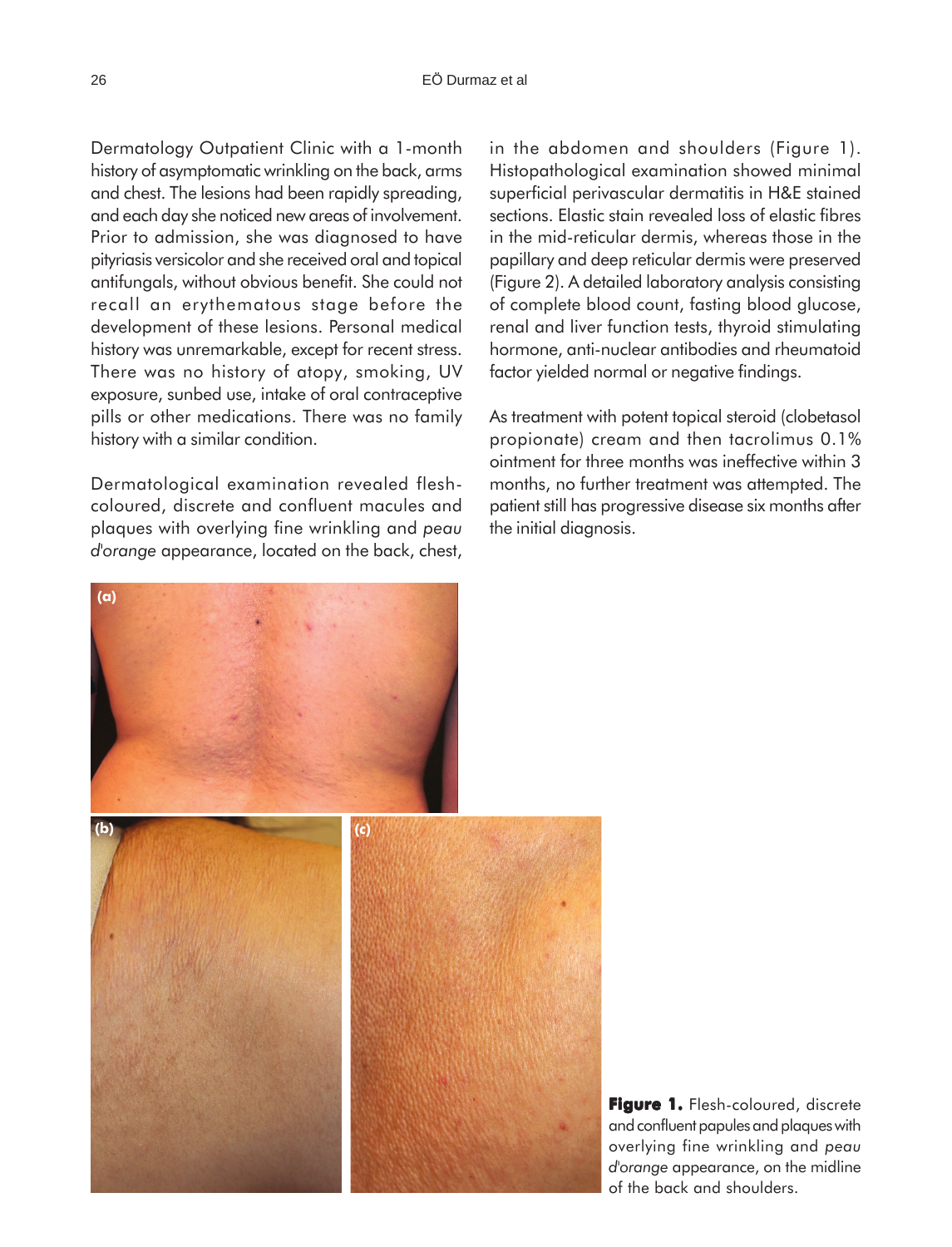Dermatology Outpatient Clinic with a 1-month history of asymptomatic wrinkling on the back, arms and chest. The lesions had been rapidly spreading, and each day she noticed new areas of involvement. Prior to admission, she was diagnosed to have pityriasis versicolor and she received oral and topical antifungals, without obvious benefit. She could not recall an erythematous stage before the development of these lesions. Personal medical history was unremarkable, except for recent stress. There was no history of atopy, smoking, UV exposure, sunbed use, intake of oral contraceptive pills or other medications. There was no family history with a similar condition.

Dermatological examination revealed flesh-coloured, discrete and confluent macules and plaques with overlying fine wrinkling and *peau d'orange* appearance, located on the back, chest, in the abdomen and shoulders (Figure 1). Histopathological examination showed minimal superficial perivascular dermatitis in H&E stained sections. Elastic stain revealed loss of elastic fibres in the mid-reticular dermis, whereas those in the papillary and deep reticular dermis were preserved (Figure 2). A detailed laboratory analysis consisting of complete blood count, fasting blood glucose, renal and liver function tests, thyroid stimulating hormone, anti-nuclear antibodies and rheumatoid factor yielded normal or negative findings.

As treatment with potent topical steroid (clobetasol propionate) cream and then tacrolimus 0.1% ointment for three months was ineffective within 3 months, no further treatment was attempted. The patient still has progressive disease six months after the initial diagnosis.

**Figure 1.** Flesh-coloured, discrete and confluent papules and plaques with overlying fine wrinkling and *peau d'orange* appearance, on the midline of the back and shoulders.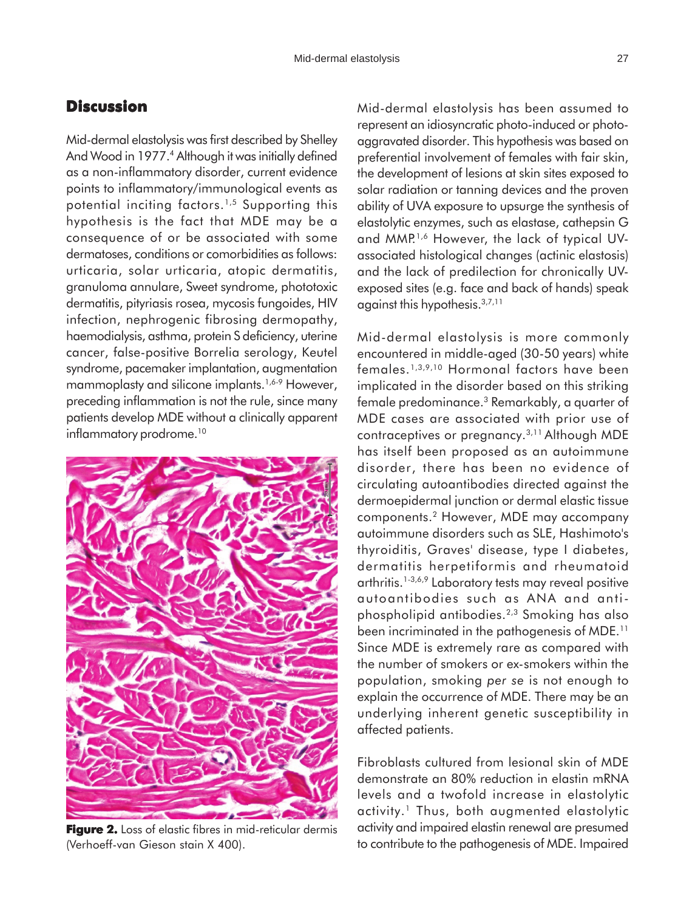## Discussion

Mid-dermal elastolysis was first described by Shelley And Wood in 1977.[4] Although it was initially defined as a non-inflammatory disorder, current evidence points to inflammatory/immunological events as potential inciting factors.[1,5] Supporting this hypothesis is the fact that MDE may be a consequence of or be associated with some dermatoses, conditions or comorbidities as follows: urticaria, solar urticaria, atopic dermatitis, granuloma annulare, Sweet syndrome, phototoxic dermatitis, pityriasis rosea, mycosis fungoides, HIV infection, nephrogenic fibrosing dermopathy, haemodialysis, asthma, protein S deficiency, uterine cancer, false-positive Borrelia serology, Keutel syndrome, pacemaker implantation, augmentation mammoplasty and silicone implants.[1,6-9] However, preceding inflammation is not the rule, since many patients develop MDE without a clinically apparent inflammatory prodrome.[10]

**Figure 2.** Loss of elastic fibres in mid-reticular dermis (Verhoeff-van Gieson stain X 400).

Mid-dermal elastolysis has been assumed to represent an idiosyncratic photo-induced or photo-aggravated disorder. This hypothesis was based on preferential involvement of females with fair skin, the development of lesions at skin sites exposed to solar radiation or tanning devices and the proven ability of UVA exposure to upsurge the synthesis of elastolytic enzymes, such as elastase, cathepsin G and MMP.[1,6] However, the lack of typical UV-associated histological changes (actinic elastosis) and the lack of predilection for chronically UV-exposed sites (e.g. face and back of hands) speak against this hypothesis.[3,7,11]

Mid-dermal elastolysis is more commonly encountered in middle-aged (30-50 years) white females.[1,3,9,10] Hormonal factors have been implicated in the disorder based on this striking female predominance.[3] Remarkably, a quarter of MDE cases are associated with prior use of contraceptives or pregnancy.[3,11] Although MDE has itself been proposed as an autoimmune disorder, there has been no evidence of circulating autoantibodies directed against the dermoepidermal junction or dermal elastic tissue components.[2] However, MDE may accompany autoimmune disorders such as SLE, Hashimoto's thyroiditis, Graves' disease, type I diabetes, dermatitis herpetiformis and rheumatoid arthritis.[1-3,6,9] Laboratory tests may reveal positive autoantibodies such as ANA and anti-phospholipid antibodies.[2,3] Smoking has also been incriminated in the pathogenesis of MDE.[11] Since MDE is extremely rare as compared with the number of smokers or ex-smokers within the population, smoking *per se* is not enough to explain the occurrence of MDE. There may be an underlying inherent genetic susceptibility in affected patients.

Fibroblasts cultured from lesional skin of MDE demonstrate an 80% reduction in elastin mRNA levels and a twofold increase in elastolytic activity.[1] Thus, both augmented elastolytic activity and impaired elastin renewal are presumed to contribute to the pathogenesis of MDE. Impaired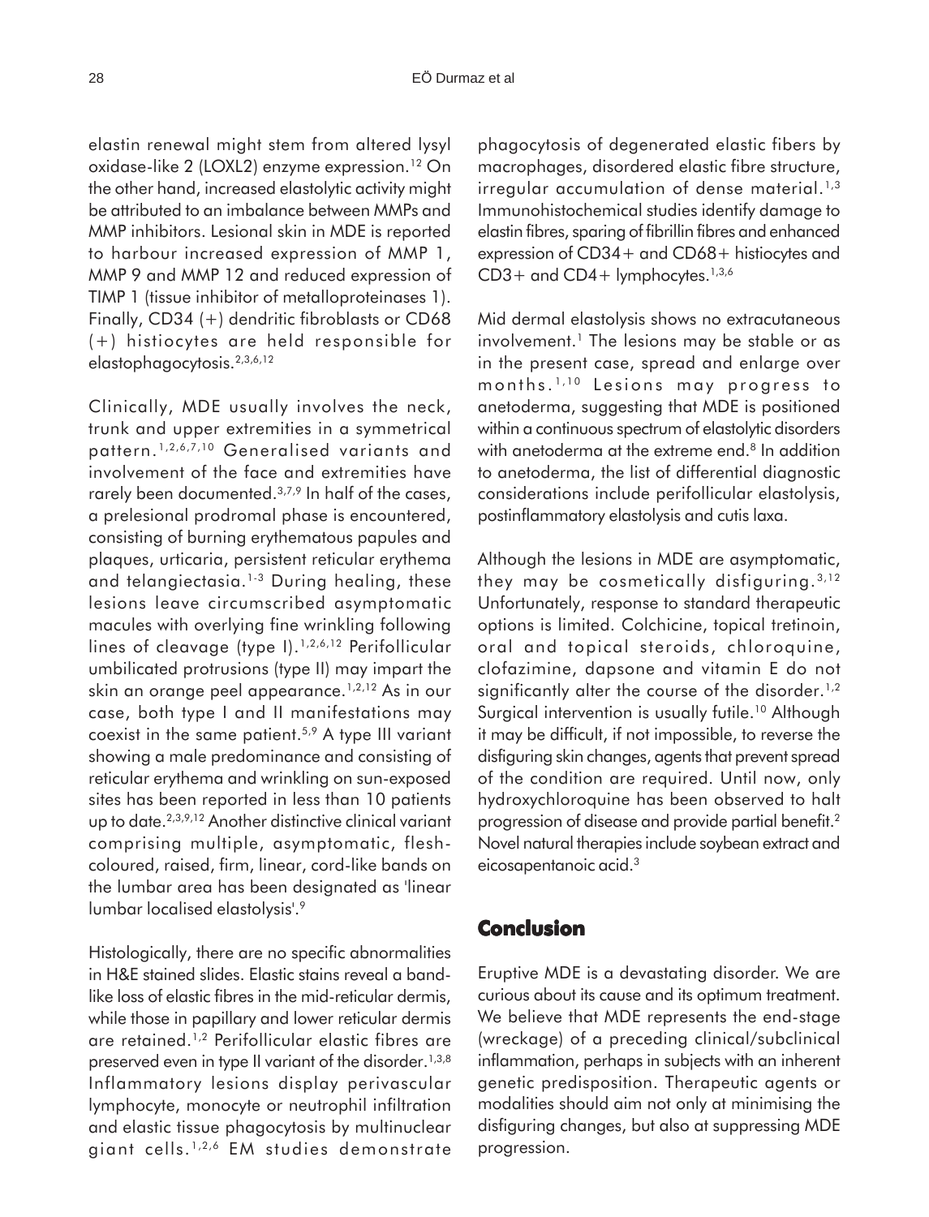elastin renewal might stem from altered lysyl oxidase-like 2 (LOXL2) enzyme expression.[12] On the other hand, increased elastolytic activity might be attributed to an imbalance between MMPs and MMP inhibitors. Lesional skin in MDE is reported to harbour increased expression of MMP 1, MMP 9 and MMP 12 and reduced expression of TIMP 1 (tissue inhibitor of metalloproteinases 1). Finally, CD34 (+) dendritic fibroblasts or CD68 (+) histiocytes are held responsible for elastophagocytosis.[2,3,6,12]

Clinically, MDE usually involves the neck, trunk and upper extremities in a symmetrical pattern.[1,2,6,7,10] Generalised variants and involvement of the face and extremities have rarely been documented.[3,7,9] In half of the cases, a prelesional prodromal phase is encountered, consisting of burning erythematous papules and plaques, urticaria, persistent reticular erythema and telangiectasia.[1-3] During healing, these lesions leave circumscribed asymptomatic macules with overlying fine wrinkling following lines of cleavage (type I).[1,2,6,12] Perifollicular umbilicated protrusions (type II) may impart the skin an orange peel appearance.[1,2,12] As in our case, both type I and II manifestations may coexist in the same patient.[5,9] A type III variant showing a male predominance and consisting of reticular erythema and wrinkling on sun-exposed sites has been reported in less than 10 patients up to date.[2,3,9,12] Another distinctive clinical variant comprising multiple, asymptomatic, flesh-coloured, raised, firm, linear, cord-like bands on the lumbar area has been designated as 'linear lumbar localised elastolysis'.[9]

Histologically, there are no specific abnormalities in H&E stained slides. Elastic stains reveal a band-like loss of elastic fibres in the mid-reticular dermis, while those in papillary and lower reticular dermis are retained.[1,2] Perifollicular elastic fibres are preserved even in type II variant of the disorder.[1,3,8] Inflammatory lesions display perivascular lymphocyte, monocyte or neutrophil infiltration and elastic tissue phagocytosis by multinuclear giant cells.[1,2,6] EM studies demonstrate phagocytosis of degenerated elastic fibers by macrophages, disordered elastic fibre structure, irregular accumulation of dense material.[1,3] Immunohistochemical studies identify damage to elastin fibres, sparing of fibrillin fibres and enhanced expression of CD34+ and CD68+ histiocytes and CD3+ and CD4+ lymphocytes.[1,3,6]

Mid dermal elastolysis shows no extracutaneous involvement.[1] The lesions may be stable or as in the present case, spread and enlarge over months.[1,10] Lesions may progress to anetoderma, suggesting that MDE is positioned within a continuous spectrum of elastolytic disorders with anetoderma at the extreme end.[8] In addition to anetoderma, the list of differential diagnostic considerations include perifollicular elastolysis, postinflammatory elastolysis and cutis laxa.

Although the lesions in MDE are asymptomatic, they may be cosmetically disfiguring.[3,12] Unfortunately, response to standard therapeutic options is limited. Colchicine, topical tretinoin, oral and topical steroids, chloroquine, clofazimine, dapsone and vitamin E do not significantly alter the course of the disorder.[1,2] Surgical intervention is usually futile.[10] Although it may be difficult, if not impossible, to reverse the disfiguring skin changes, agents that prevent spread of the condition are required. Until now, only hydroxychloroquine has been observed to halt progression of disease and provide partial benefit.[2] Novel natural therapies include soybean extract and eicosapentanoic acid.[3]

## Conclusion

Eruptive MDE is a devastating disorder. We are curious about its cause and its optimum treatment. We believe that MDE represents the end-stage (wreckage) of a preceding clinical/subclinical inflammation, perhaps in subjects with an inherent genetic predisposition. Therapeutic agents or modalities should aim not only at minimising the disfiguring changes, but also at suppressing MDE progression.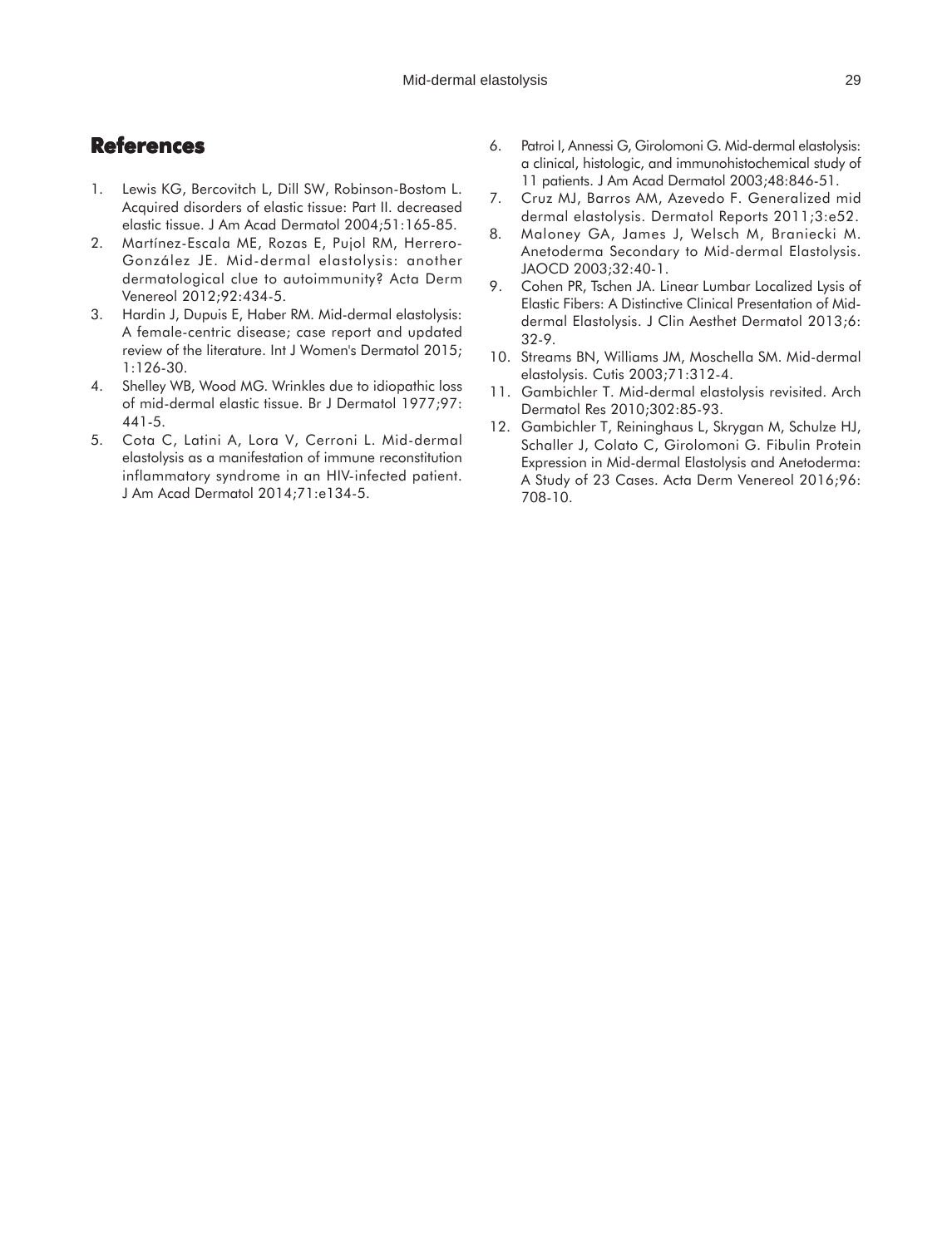## References

1. Lewis KG, Bercovitch L, Dill SW, Robinson-Bostom L. Acquired disorders of elastic tissue: Part II. decreased elastic tissue. J Am Acad Dermatol 2004;51:165-85.
2. Martínez-Escala ME, Rozas E, Pujol RM, Herrero-González JE. Mid-dermal elastolysis: another dermatological clue to autoimmunity? Acta Derm Venereol 2012;92:434-5.
3. Hardin J, Dupuis E, Haber RM. Mid-dermal elastolysis: A female-centric disease; case report and updated review of the literature. Int J Women's Dermatol 2015; 1:126-30.
4. Shelley WB, Wood MG. Wrinkles due to idiopathic loss of mid-dermal elastic tissue. Br J Dermatol 1977;97: 441-5.
5. Cota C, Latini A, Lora V, Cerroni L. Mid-dermal elastolysis as a manifestation of immune reconstitution inflammatory syndrome in an HIV-infected patient. J Am Acad Dermatol 2014;71:e134-5.
6. Patroi I, Annessi G, Girolomoni G. Mid-dermal elastolysis: a clinical, histologic, and immunohistochemical study of 11 patients. J Am Acad Dermatol 2003;48:846-51.
7. Cruz MJ, Barros AM, Azevedo F. Generalized mid dermal elastolysis. Dermatol Reports 2011;3:e52.
8. Maloney GA, James J, Welsch M, Braniecki M. Anetoderma Secondary to Mid-dermal Elastolysis. JAOCD 2003;32:40-1.
9. Cohen PR, Tschen JA. Linear Lumbar Localized Lysis of Elastic Fibers: A Distinctive Clinical Presentation of Mid-dermal Elastolysis. J Clin Aesthet Dermatol 2013;6: 32-9.
10. Streams BN, Williams JM, Moschella SM. Mid-dermal elastolysis. Cutis 2003;71:312-4.
11. Gambichler T. Mid-dermal elastolysis revisited. Arch Dermatol Res 2010;302:85-93.
12. Gambichler T, Reininghaus L, Skrygan M, Schulze HJ, Schaller J, Colato C, Girolomoni G. Fibulin Protein Expression in Mid-dermal Elastolysis and Anetoderma: A Study of 23 Cases. Acta Derm Venereol 2016;96: 708-10.